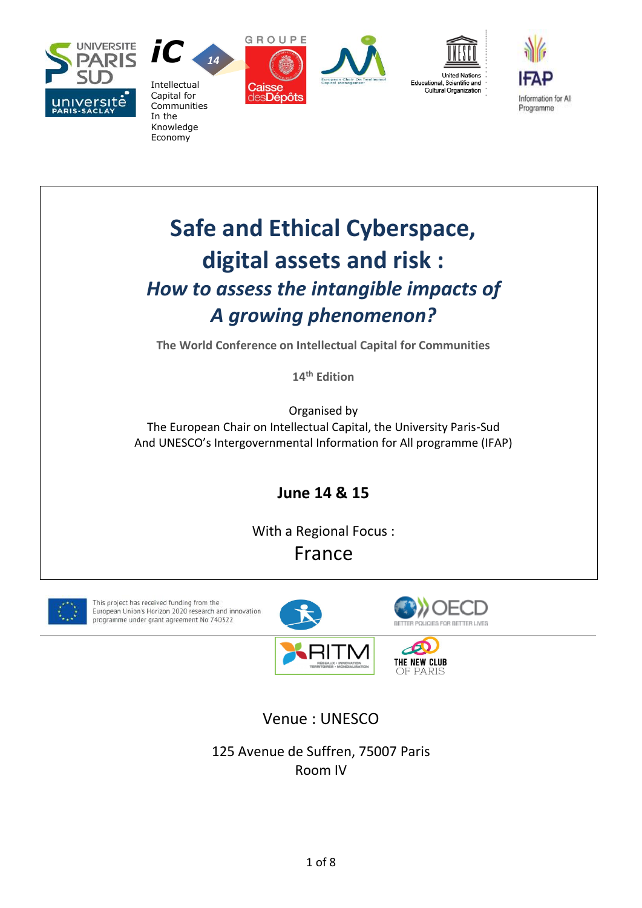Intellectual Capital for Communities In the Knowledge Economy

# Safe and Ethical Cyberspace, digital assets and risk :

## *How to assess the intangible impacts of A growing phenomenon?*

**The World Conference on Intellectual Capital for Communities**

**14th Edition**

Organised by
The European Chair on Intellectual Capital, the University Paris-Sud
And UNESCO's Intergovernmental Information for All programme (IFAP)

**June 14 & 15**

With a Regional Focus :
France

This project has received funding from the European Union's Horizon 2020 research and innovation programme under grant agreement No 740322

Venue : UNESCO

125 Avenue de Suffren, 75007 Paris
Room IV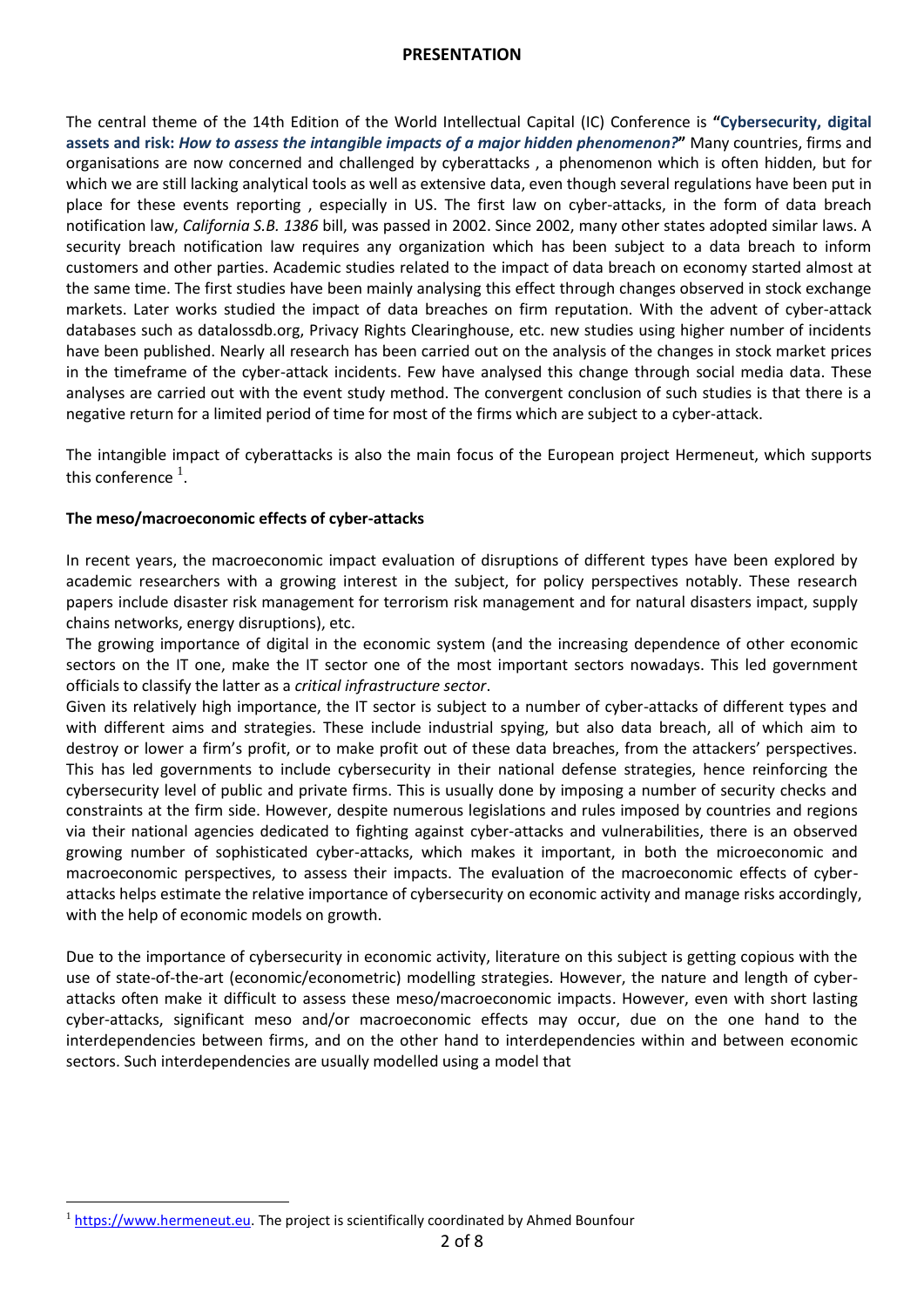## PRESENTATION

The central theme of the 14th Edition of the World Intellectual Capital (IC) Conference is **"Cybersecurity, digital assets and risk: *How to assess the intangible impacts of a major hidden phenomenon?*"** Many countries, firms and organisations are now concerned and challenged by cyberattacks , a phenomenon which is often hidden, but for which we are still lacking analytical tools as well as extensive data, even though several regulations have been put in place for these events reporting , especially in US. The first law on cyber-attacks, in the form of data breach notification law, *California S.B. 1386* bill, was passed in 2002. Since 2002, many other states adopted similar laws. A security breach notification law requires any organization which has been subject to a data breach to inform customers and other parties. Academic studies related to the impact of data breach on economy started almost at the same time. The first studies have been mainly analysing this effect through changes observed in stock exchange markets. Later works studied the impact of data breaches on firm reputation. With the advent of cyber-attack databases such as datalossdb.org, Privacy Rights Clearinghouse, etc. new studies using higher number of incidents have been published. Nearly all research has been carried out on the analysis of the changes in stock market prices in the timeframe of the cyber-attack incidents. Few have analysed this change through social media data. These analyses are carried out with the event study method. The convergent conclusion of such studies is that there is a negative return for a limited period of time for most of the firms which are subject to a cyber-attack.

The intangible impact of cyberattacks is also the main focus of the European project Hermeneut, which supports this conference [1].

**The meso/macroeconomic effects of cyber-attacks**

In recent years, the macroeconomic impact evaluation of disruptions of different types have been explored by academic researchers with a growing interest in the subject, for policy perspectives notably. These research papers include disaster risk management for terrorism risk management and for natural disasters impact, supply chains networks, energy disruptions), etc.

The growing importance of digital in the economic system (and the increasing dependence of other economic sectors on the IT one, make the IT sector one of the most important sectors nowadays. This led government officials to classify the latter as a *critical infrastructure sector*.

Given its relatively high importance, the IT sector is subject to a number of cyber-attacks of different types and with different aims and strategies. These include industrial spying, but also data breach, all of which aim to destroy or lower a firm's profit, or to make profit out of these data breaches, from the attackers' perspectives. This has led governments to include cybersecurity in their national defense strategies, hence reinforcing the cybersecurity level of public and private firms. This is usually done by imposing a number of security checks and constraints at the firm side. However, despite numerous legislations and rules imposed by countries and regions via their national agencies dedicated to fighting against cyber-attacks and vulnerabilities, there is an observed growing number of sophisticated cyber-attacks, which makes it important, in both the microeconomic and macroeconomic perspectives, to assess their impacts. The evaluation of the macroeconomic effects of cyber-attacks helps estimate the relative importance of cybersecurity on economic activity and manage risks accordingly, with the help of economic models on growth.

Due to the importance of cybersecurity in economic activity, literature on this subject is getting copious with the use of state-of-the-art (economic/econometric) modelling strategies. However, the nature and length of cyber-attacks often make it difficult to assess these meso/macroeconomic impacts. However, even with short lasting cyber-attacks, significant meso and/or macroeconomic effects may occur, due on the one hand to the interdependencies between firms, and on the other hand to interdependencies within and between economic sectors. Such interdependencies are usually modelled using a model that

[1] https://www.hermeneut.eu. The project is scientifically coordinated by Ahmed Bounfour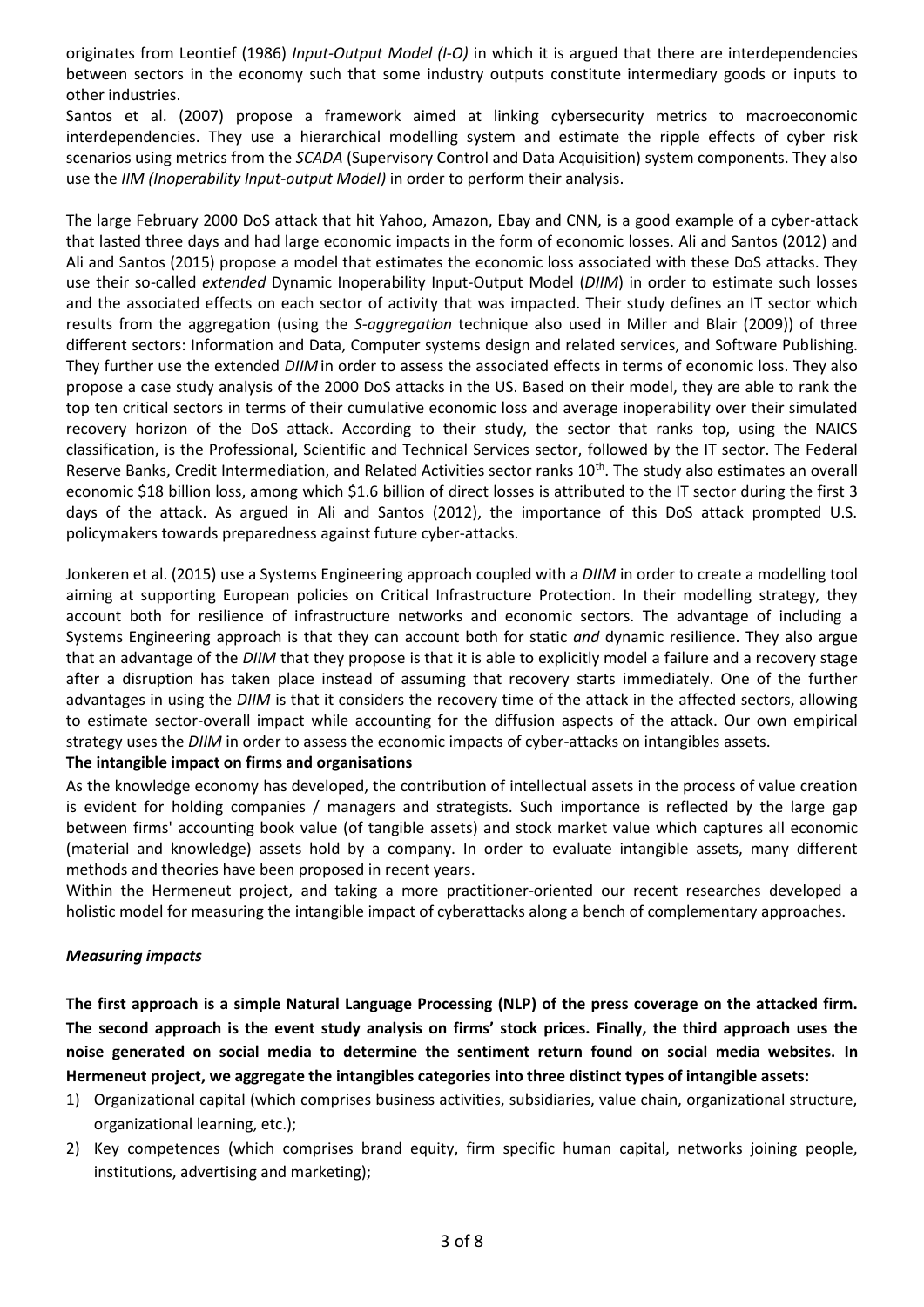originates from Leontief (1986) *Input-Output Model (I-O)* in which it is argued that there are interdependencies between sectors in the economy such that some industry outputs constitute intermediary goods or inputs to other industries.

Santos et al. (2007) propose a framework aimed at linking cybersecurity metrics to macroeconomic interdependencies. They use a hierarchical modelling system and estimate the ripple effects of cyber risk scenarios using metrics from the *SCADA* (Supervisory Control and Data Acquisition) system components. They also use the *IIM (Inoperability Input-output Model)* in order to perform their analysis.

The large February 2000 DoS attack that hit Yahoo, Amazon, Ebay and CNN, is a good example of a cyber-attack that lasted three days and had large economic impacts in the form of economic losses. Ali and Santos (2012) and Ali and Santos (2015) propose a model that estimates the economic loss associated with these DoS attacks. They use their so-called *extended* Dynamic Inoperability Input-Output Model (*DIIM*) in order to estimate such losses and the associated effects on each sector of activity that was impacted. Their study defines an IT sector which results from the aggregation (using the *S-aggregation* technique also used in Miller and Blair (2009)) of three different sectors: Information and Data, Computer systems design and related services, and Software Publishing. They further use the extended *DIIM* in order to assess the associated effects in terms of economic loss. They also propose a case study analysis of the 2000 DoS attacks in the US. Based on their model, they are able to rank the top ten critical sectors in terms of their cumulative economic loss and average inoperability over their simulated recovery horizon of the DoS attack. According to their study, the sector that ranks top, using the NAICS classification, is the Professional, Scientific and Technical Services sector, followed by the IT sector. The Federal Reserve Banks, Credit Intermediation, and Related Activities sector ranks 10th. The study also estimates an overall economic $18 billion loss, among which $1.6 billion of direct losses is attributed to the IT sector during the first 3 days of the attack. As argued in Ali and Santos (2012), the importance of this DoS attack prompted U.S. policymakers towards preparedness against future cyber-attacks.

Jonkeren et al. (2015) use a Systems Engineering approach coupled with a *DIIM* in order to create a modelling tool aiming at supporting European policies on Critical Infrastructure Protection. In their modelling strategy, they account both for resilience of infrastructure networks and economic sectors. The advantage of including a Systems Engineering approach is that they can account both for static *and* dynamic resilience. They also argue that an advantage of the *DIIM* that they propose is that it is able to explicitly model a failure and a recovery stage after a disruption has taken place instead of assuming that recovery starts immediately. One of the further advantages in using the *DIIM* is that it considers the recovery time of the attack in the affected sectors, allowing to estimate sector-overall impact while accounting for the diffusion aspects of the attack. Our own empirical strategy uses the *DIIM* in order to assess the economic impacts of cyber-attacks on intangibles assets.

**The intangible impact on firms and organisations**

As the knowledge economy has developed, the contribution of intellectual assets in the process of value creation is evident for holding companies / managers and strategists. Such importance is reflected by the large gap between firms' accounting book value (of tangible assets) and stock market value which captures all economic (material and knowledge) assets hold by a company. In order to evaluate intangible assets, many different methods and theories have been proposed in recent years.

Within the Hermeneut project, and taking a more practitioner-oriented our recent researches developed a holistic model for measuring the intangible impact of cyberattacks along a bench of complementary approaches.

***Measuring impacts***

**The first approach is a simple Natural Language Processing (NLP) of the press coverage on the attacked firm. The second approach is the event study analysis on firms' stock prices. Finally, the third approach uses the noise generated on social media to determine the sentiment return found on social media websites. In Hermeneut project, we aggregate the intangibles categories into three distinct types of intangible assets:**

1) Organizational capital (which comprises business activities, subsidiaries, value chain, organizational structure, organizational learning, etc.);
2) Key competences (which comprises brand equity, firm specific human capital, networks joining people, institutions, advertising and marketing);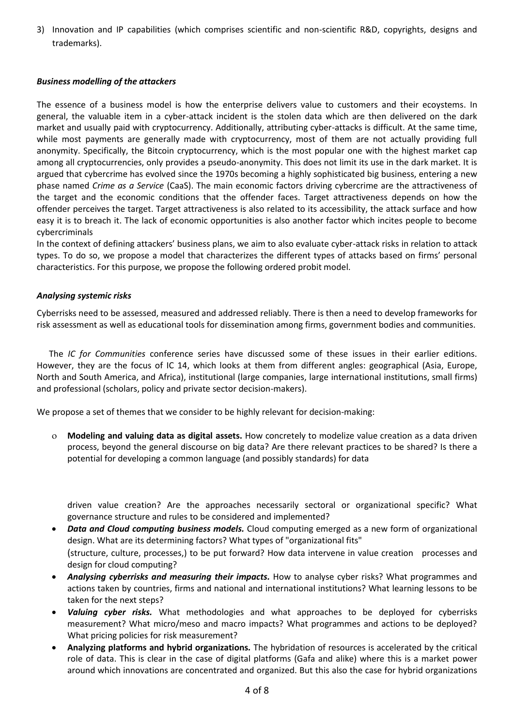3) Innovation and IP capabilities (which comprises scientific and non-scientific R&D, copyrights, designs and trademarks).

***Business modelling of the attackers***

The essence of a business model is how the enterprise delivers value to customers and their ecoystems. In general, the valuable item in a cyber-attack incident is the stolen data which are then delivered on the dark market and usually paid with cryptocurrency. Additionally, attributing cyber-attacks is difficult. At the same time, while most payments are generally made with cryptocurrency, most of them are not actually providing full anonymity. Specifically, the Bitcoin cryptocurrency, which is the most popular one with the highest market cap among all cryptocurrencies, only provides a pseudo-anonymity. This does not limit its use in the dark market. It is argued that cybercrime has evolved since the 1970s becoming a highly sophisticated big business, entering a new phase named *Crime as a Service* (CaaS). The main economic factors driving cybercrime are the attractiveness of the target and the economic conditions that the offender faces. Target attractiveness depends on how the offender perceives the target. Target attractiveness is also related to its accessibility, the attack surface and how easy it is to breach it. The lack of economic opportunities is also another factor which incites people to become cybercriminals

In the context of defining attackers' business plans, we aim to also evaluate cyber-attack risks in relation to attack types. To do so, we propose a model that characterizes the different types of attacks based on firms' personal characteristics. For this purpose, we propose the following ordered probit model.

***Analysing systemic risks***

Cyberrisks need to be assessed, measured and addressed reliably. There is then a need to develop frameworks for risk assessment as well as educational tools for dissemination among firms, government bodies and communities.

The *IC for Communities* conference series have discussed some of these issues in their earlier editions. However, they are the focus of IC 14, which looks at them from different angles: geographical (Asia, Europe, North and South America, and Africa), institutional (large companies, large international institutions, small firms) and professional (scholars, policy and private sector decision-makers).

We propose a set of themes that we consider to be highly relevant for decision-making:

- **Modeling and valuing data as digital assets.** How concretely to modelize value creation as a data driven process, beyond the general discourse on big data? Are there relevant practices to be shared? Is there a potential for developing a common language (and possibly standards) for data driven value creation? Are the approaches necessarily sectoral or organizational specific? What governance structure and rules to be considered and implemented?
- ***Data and Cloud computing business models.*** Cloud computing emerged as a new form of organizational design. What are its determining factors? What types of "organizational fits" (structure, culture, processes,) to be put forward? How data intervene in value creation processes and design for cloud computing?
- ***Analysing cyberrisks and measuring their impacts.*** How to analyse cyber risks? What programmes and actions taken by countries, firms and national and international institutions? What learning lessons to be taken for the next steps?
- ***Valuing cyber risks.*** What methodologies and what approaches to be deployed for cyberrisks measurement? What micro/meso and macro impacts? What programmes and actions to be deployed? What pricing policies for risk measurement?
- **Analyzing platforms and hybrid organizations.** The hybridation of resources is accelerated by the critical role of data. This is clear in the case of digital platforms (Gafa and alike) where this is a market power around which innovations are concentrated and organized. But this also the case for hybrid organizations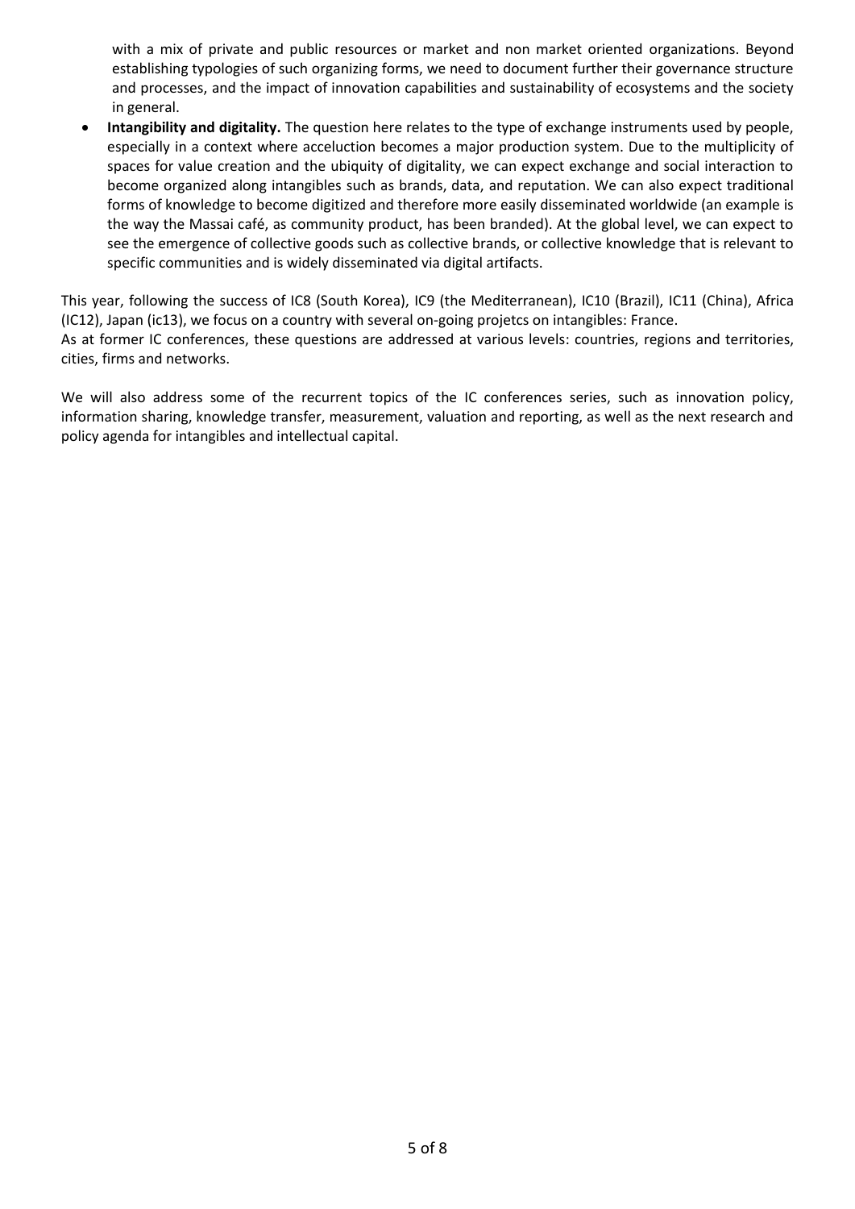with a mix of private and public resources or market and non market oriented organizations. Beyond establishing typologies of such organizing forms, we need to document further their governance structure and processes, and the impact of innovation capabilities and sustainability of ecosystems and the society in general.

- **Intangibility and digitality.** The question here relates to the type of exchange instruments used by people, especially in a context where acceluction becomes a major production system. Due to the multiplicity of spaces for value creation and the ubiquity of digitality, we can expect exchange and social interaction to become organized along intangibles such as brands, data, and reputation. We can also expect traditional forms of knowledge to become digitized and therefore more easily disseminated worldwide (an example is the way the Massai café, as community product, has been branded). At the global level, we can expect to see the emergence of collective goods such as collective brands, or collective knowledge that is relevant to specific communities and is widely disseminated via digital artifacts.

This year, following the success of IC8 (South Korea), IC9 (the Mediterranean), IC10 (Brazil), IC11 (China), Africa (IC12), Japan (ic13), we focus on a country with several on-going projetcs on intangibles: France.
As at former IC conferences, these questions are addressed at various levels: countries, regions and territories, cities, firms and networks.

We will also address some of the recurrent topics of the IC conferences series, such as innovation policy, information sharing, knowledge transfer, measurement, valuation and reporting, as well as the next research and policy agenda for intangibles and intellectual capital.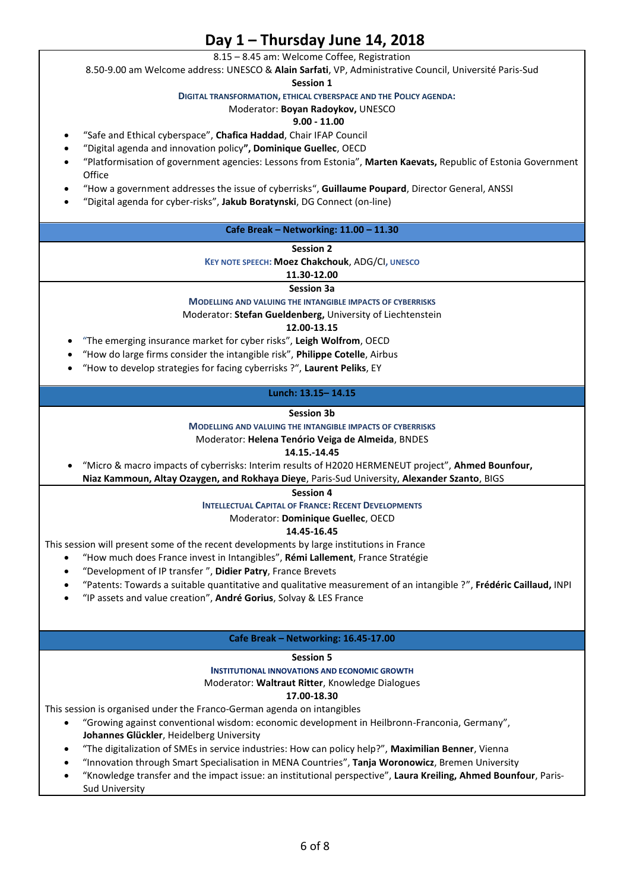# Day 1 – Thursday June 14, 2018

8.15 – 8.45 am: Welcome Coffee, Registration

8.50-9.00 am Welcome address: UNESCO & **Alain Sarfati**, VP, Administrative Council, Université Paris-Sud

**Session 1**

**DIGITAL TRANSFORMATION, ETHICAL CYBERSPACE AND THE POLICY AGENDA:**

Moderator: **Boyan Radoykov,** UNESCO

**9.00 - 11.00**

- "Safe and Ethical cyberspace", **Chafica Haddad**, Chair IFAP Council
- "Digital agenda and innovation policy**", Dominique Guellec**, OECD
- "Platformisation of government agencies: Lessons from Estonia", **Marten Kaevats,** Republic of Estonia Government Office
- "How a government addresses the issue of cyberrisks", **Guillaume Poupard**, Director General, ANSSI
- "Digital agenda for cyber-risks", **Jakub Boratynski**, DG Connect (on-line)

**Cafe Break – Networking: 11.00 – 11.30**

**Session 2**

**KEY NOTE SPEECH: Moez Chakchouk**, ADG/CI, **UNESCO**

**11.30-12.00**

**Session 3a**

**MODELLING AND VALUING THE INTANGIBLE IMPACTS OF CYBERRISKS**

Moderator: **Stefan Gueldenberg,** University of Liechtenstein

**12.00-13.15**

- "The emerging insurance market for cyber risks", **Leigh Wolfrom**, OECD
- "How do large firms consider the intangible risk", **Philippe Cotelle**, Airbus
- "How to develop strategies for facing cyberrisks ?", **Laurent Peliks**, EY

**Lunch: 13.15– 14.15**

**Session 3b**

**MODELLING AND VALUING THE INTANGIBLE IMPACTS OF CYBERRISKS**

Moderator: **Helena Tenório Veiga de Almeida**, BNDES

**14.15.-14.45**

- "Micro & macro impacts of cyberrisks: Interim results of H2020 HERMENEUT project", **Ahmed Bounfour, Niaz Kammoun, Altay Ozaygen, and Rokhaya Dieye**, Paris-Sud University, **Alexander Szanto**, BIGS

**Session 4**

**INTELLECTUAL CAPITAL OF FRANCE: RECENT DEVELOPMENTS**

Moderator: **Dominique Guellec**, OECD

**14.45-16.45**

This session will present some of the recent developments by large institutions in France

- "How much does France invest in Intangibles", **Rémi Lallement**, France Stratégie
- "Development of IP transfer ", **Didier Patry**, France Brevets
- "Patents: Towards a suitable quantitative and qualitative measurement of an intangible ?", **Frédéric Caillaud,** INPI
- "IP assets and value creation", **André Gorius**, Solvay & LES France

**Cafe Break – Networking: 16.45-17.00**

**Session 5**

**INSTITUTIONAL INNOVATIONS AND ECONOMIC GROWTH**

Moderator: **Waltraut Ritter**, Knowledge Dialogues

**17.00-18.30**

This session is organised under the Franco-German agenda on intangibles

- "Growing against conventional wisdom: economic development in Heilbronn-Franconia, Germany", **Johannes Glückler**, Heidelberg University
- "The digitalization of SMEs in service industries: How can policy help?", **Maximilian Benner**, Vienna
- "Innovation through Smart Specialisation in MENA Countries", **Tanja Woronowicz**, Bremen University
- "Knowledge transfer and the impact issue: an institutional perspective", **Laura Kreiling, Ahmed Bounfour**, Paris-Sud University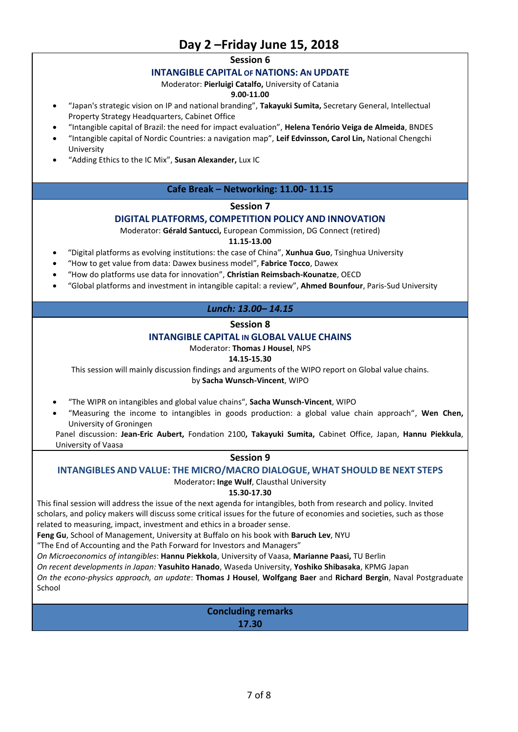# Day 2 –Friday June 15, 2018

## Session 6

### INTANGIBLE CAPITAL OF NATIONS: AN UPDATE

Moderator: **Pierluigi Catalfo,** University of Catania

**9.00-11.00**

- "Japan's strategic vision on IP and national branding", **Takayuki Sumita,** Secretary General, Intellectual Property Strategy Headquarters, Cabinet Office
- "Intangible capital of Brazil: the need for impact evaluation", **Helena Tenório Veiga de Almeida**, BNDES
- "Intangible capital of Nordic Countries: a navigation map", **Leif Edvinsson, Carol Lin,** National Chengchi University
- "Adding Ethics to the IC Mix", **Susan Alexander,** Lux IC

**Cafe Break – Networking: 11.00- 11.15**

## Session 7

### DIGITAL PLATFORMS, COMPETITION POLICY AND INNOVATION

Moderator: **Gérald Santucci,** European Commission, DG Connect (retired)

**11.15-13.00**

- "Digital platforms as evolving institutions: the case of China", **Xunhua Guo**, Tsinghua University
- "How to get value from data: Dawex business model", **Fabrice Tocco**, Dawex
- "How do platforms use data for innovation", **Christian Reimsbach-Kounatze**, OECD
- "Global platforms and investment in intangible capital: a review", **Ahmed Bounfour**, Paris-Sud University

***Lunch: 13.00– 14.15***

## Session 8

### INTANGIBLE CAPITAL IN GLOBAL VALUE CHAINS

Moderator: **Thomas J Housel**, NPS

**14.15-15.30**

This session will mainly discussion findings and arguments of the WIPO report on Global value chains. by **Sacha Wunsch-Vincent**, WIPO

- "The WIPR on intangibles and global value chains", **Sacha Wunsch-Vincent**, WIPO
- "Measuring the income to intangibles in goods production: a global value chain approach", **Wen Chen,** University of Groningen

Panel discussion: **Jean-Eric Aubert,** Fondation 2100**, Takayuki Sumita,** Cabinet Office, Japan, **Hannu Piekkula**, University of Vaasa

## Session 9

### INTANGIBLES AND VALUE: THE MICRO/MACRO DIALOGUE, WHAT SHOULD BE NEXT STEPS

Moderator**: Inge Wulf**, Clausthal University

**15.30-17.30**

This final session will address the issue of the next agenda for intangibles, both from research and policy. Invited scholars, and policy makers will discuss some critical issues for the future of economies and societies, such as those related to measuring, impact, investment and ethics in a broader sense.

**Feng Gu**, School of Management, University at Buffalo on his book with **Baruch Lev**, NYU
"The End of Accounting and the Path Forward for Investors and Managers"

*On Microeconomics of intangibles*: **Hannu Piekkola**, University of Vaasa, **Marianne Paasi,** TU Berlin

*On recent developments in Japan:* **Yasuhito Hanado**, Waseda University, **Yoshiko Shibasaka**, KPMG Japan

*On the econo-physics approach, an update*: **Thomas J Housel**, **Wolfgang Baer** and **Richard Bergin**, Naval Postgraduate School

**Concluding remarks**

**17.30**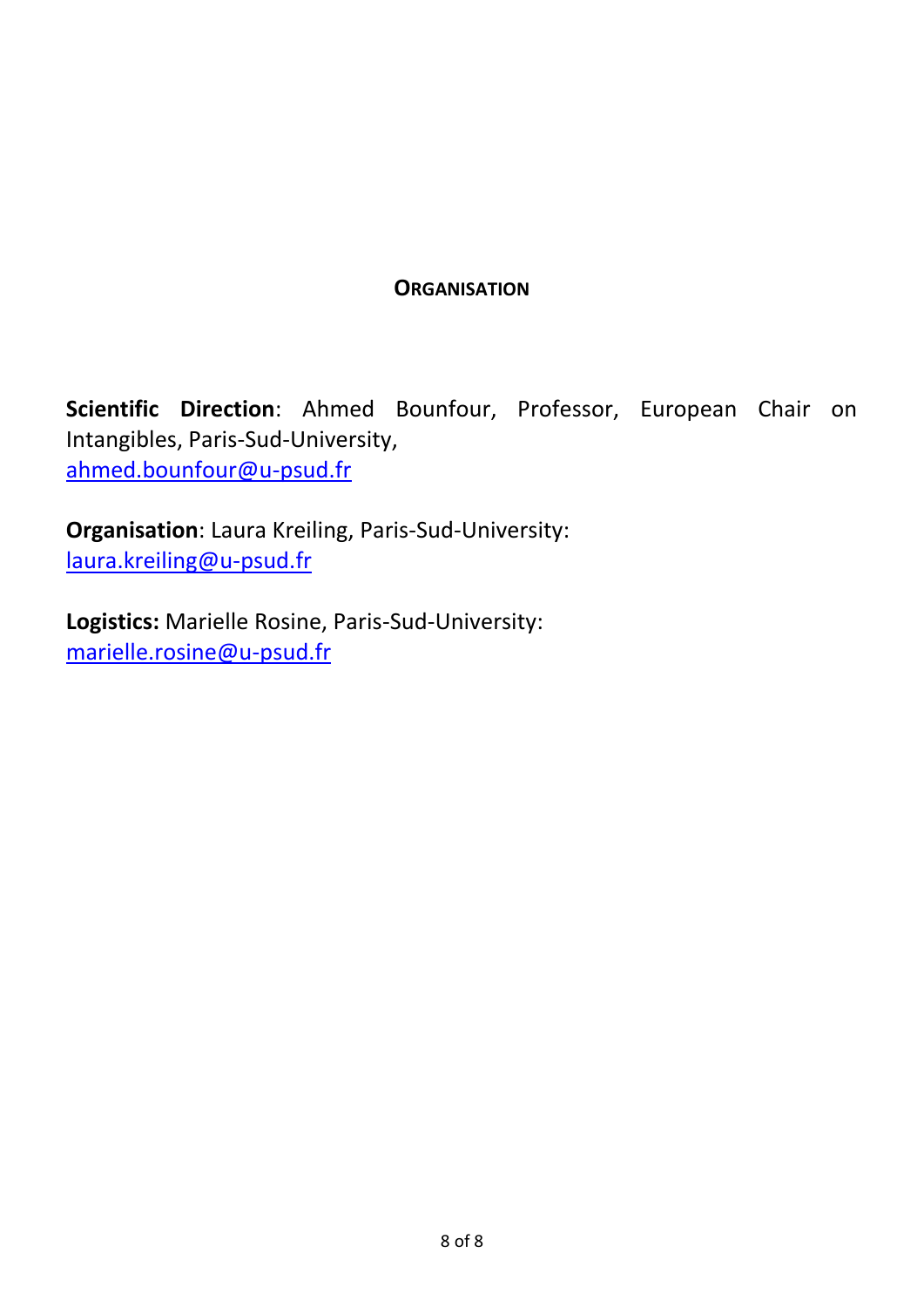## ORGANISATION

**Scientific Direction**: Ahmed Bounfour, Professor, European Chair on Intangibles, Paris-Sud-University,
ahmed.bounfour@u-psud.fr

**Organisation**: Laura Kreiling, Paris-Sud-University:
laura.kreiling@u-psud.fr

**Logistics:** Marielle Rosine, Paris-Sud-University:
marielle.rosine@u-psud.fr